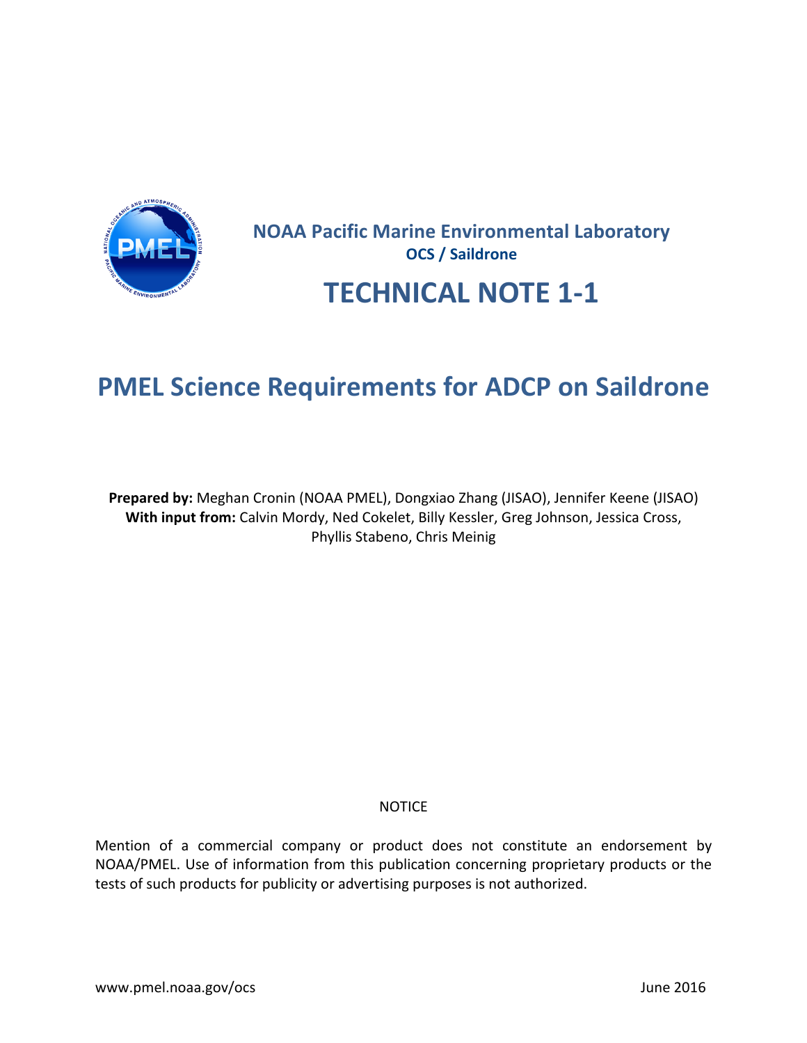**NOAA Pacific Marine Environmental Laboratory**

**OCS / Saildrone**

# TECHNICAL NOTE 1-1

# PMEL Science Requirements for ADCP on Saildrone

**Prepared by:** Meghan Cronin (NOAA PMEL), Dongxiao Zhang (JISAO), Jennifer Keene (JISAO)
**With input from:** Calvin Mordy, Ned Cokelet, Billy Kessler, Greg Johnson, Jessica Cross, Phyllis Stabeno, Chris Meinig

NOTICE

Mention of a commercial company or product does not constitute an endorsement by NOAA/PMEL. Use of information from this publication concerning proprietary products or the tests of such products for publicity or advertising purposes is not authorized.

www.pmel.noaa.gov/ocs

June 2016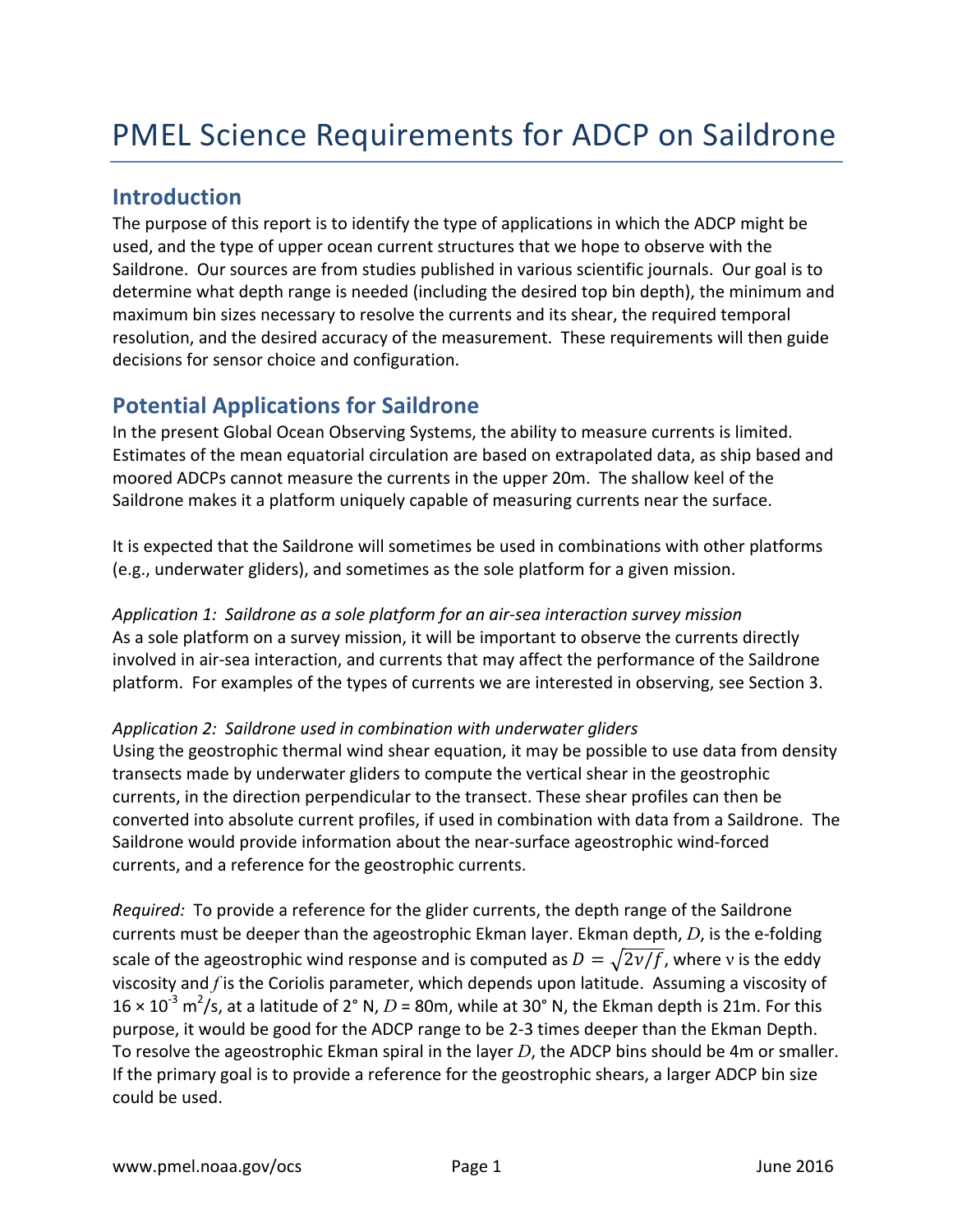# PMEL Science Requirements for ADCP on Saildrone

## Introduction

The purpose of this report is to identify the type of applications in which the ADCP might be used, and the type of upper ocean current structures that we hope to observe with the Saildrone. Our sources are from studies published in various scientific journals. Our goal is to determine what depth range is needed (including the desired top bin depth), the minimum and maximum bin sizes necessary to resolve the currents and its shear, the required temporal resolution, and the desired accuracy of the measurement. These requirements will then guide decisions for sensor choice and configuration.

## Potential Applications for Saildrone

In the present Global Ocean Observing Systems, the ability to measure currents is limited. Estimates of the mean equatorial circulation are based on extrapolated data, as ship based and moored ADCPs cannot measure the currents in the upper 20m. The shallow keel of the Saildrone makes it a platform uniquely capable of measuring currents near the surface.

It is expected that the Saildrone will sometimes be used in combinations with other platforms (e.g., underwater gliders), and sometimes as the sole platform for a given mission.

*Application 1: Saildrone as a sole platform for an air-sea interaction survey mission*
As a sole platform on a survey mission, it will be important to observe the currents directly involved in air-sea interaction, and currents that may affect the performance of the Saildrone platform. For examples of the types of currents we are interested in observing, see Section 3.

*Application 2: Saildrone used in combination with underwater gliders*
Using the geostrophic thermal wind shear equation, it may be possible to use data from density transects made by underwater gliders to compute the vertical shear in the geostrophic currents, in the direction perpendicular to the transect. These shear profiles can then be converted into absolute current profiles, if used in combination with data from a Saildrone. The Saildrone would provide information about the near-surface ageostrophic wind-forced currents, and a reference for the geostrophic currents.

*Required:* To provide a reference for the glider currents, the depth range of the Saildrone currents must be deeper than the ageostrophic Ekman layer. Ekman depth, $D$, is the e-folding scale of the ageostrophic wind response and is computed as $D = \sqrt{2\nu/f}$, where $\nu$ is the eddy viscosity and $f$ is the Coriolis parameter, which depends upon latitude. Assuming a viscosity of $16 \times 10^{-3}$ m$^2$/s, at a latitude of 2° N, $D$ = 80m, while at 30° N, the Ekman depth is 21m. For this purpose, it would be good for the ADCP range to be 2-3 times deeper than the Ekman Depth. To resolve the ageostrophic Ekman spiral in the layer $D$, the ADCP bins should be 4m or smaller. If the primary goal is to provide a reference for the geostrophic shears, a larger ADCP bin size could be used.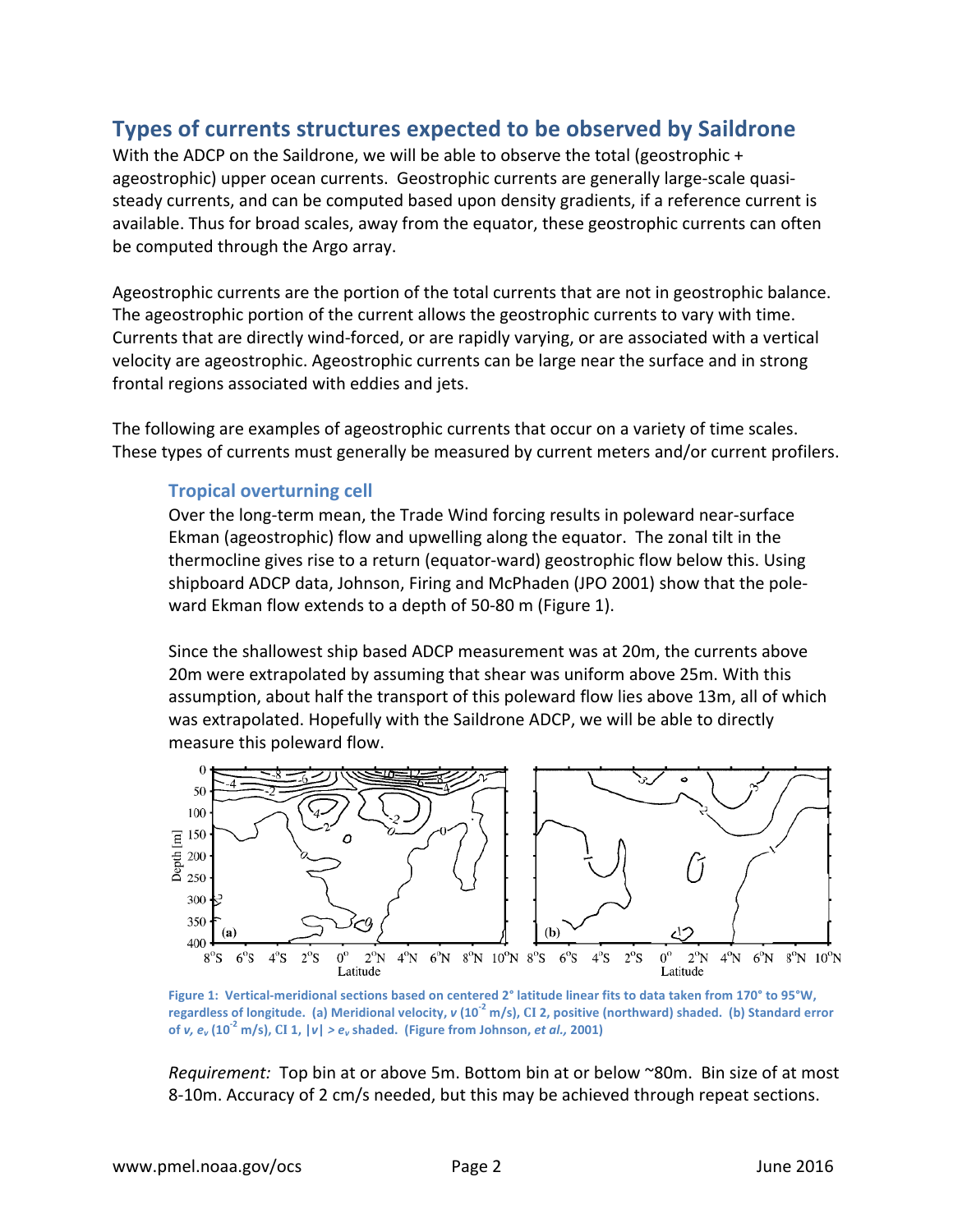## Types of currents structures expected to be observed by Saildrone

With the ADCP on the Saildrone, we will be able to observe the total (geostrophic + ageostrophic) upper ocean currents. Geostrophic currents are generally large-scale quasi-steady currents, and can be computed based upon density gradients, if a reference current is available. Thus for broad scales, away from the equator, these geostrophic currents can often be computed through the Argo array.

Ageostrophic currents are the portion of the total currents that are not in geostrophic balance. The ageostrophic portion of the current allows the geostrophic currents to vary with time. Currents that are directly wind-forced, or are rapidly varying, or are associated with a vertical velocity are ageostrophic. Ageostrophic currents can be large near the surface and in strong frontal regions associated with eddies and jets.

The following are examples of ageostrophic currents that occur on a variety of time scales. These types of currents must generally be measured by current meters and/or current profilers.

### Tropical overturning cell

Over the long-term mean, the Trade Wind forcing results in poleward near-surface Ekman (ageostrophic) flow and upwelling along the equator. The zonal tilt in the thermocline gives rise to a return (equator-ward) geostrophic flow below this. Using shipboard ADCP data, Johnson, Firing and McPhaden (JPO 2001) show that the pole-ward Ekman flow extends to a depth of 50-80 m (Figure 1).

Since the shallowest ship based ADCP measurement was at 20m, the currents above 20m were extrapolated by assuming that shear was uniform above 25m. With this assumption, about half the transport of this poleward flow lies above 13m, all of which was extrapolated. Hopefully with the Saildrone ADCP, we will be able to directly measure this poleward flow.

**Figure 1: Vertical-meridional sections based on centered 2° latitude linear fits to data taken from 170° to 95°W, regardless of longitude. (a) Meridional velocity, $v$ ($10^{-2}$ m/s), CI 2, positive (northward) shaded. (b) Standard error of $v$, $e_v$ ($10^{-2}$ m/s), CI 1, $|v| > e_v$ shaded. (Figure from Johnson, *et al.,* 2001)**

*Requirement:* Top bin at or above 5m. Bottom bin at or below ~80m. Bin size of at most 8-10m. Accuracy of 2 cm/s needed, but this may be achieved through repeat sections.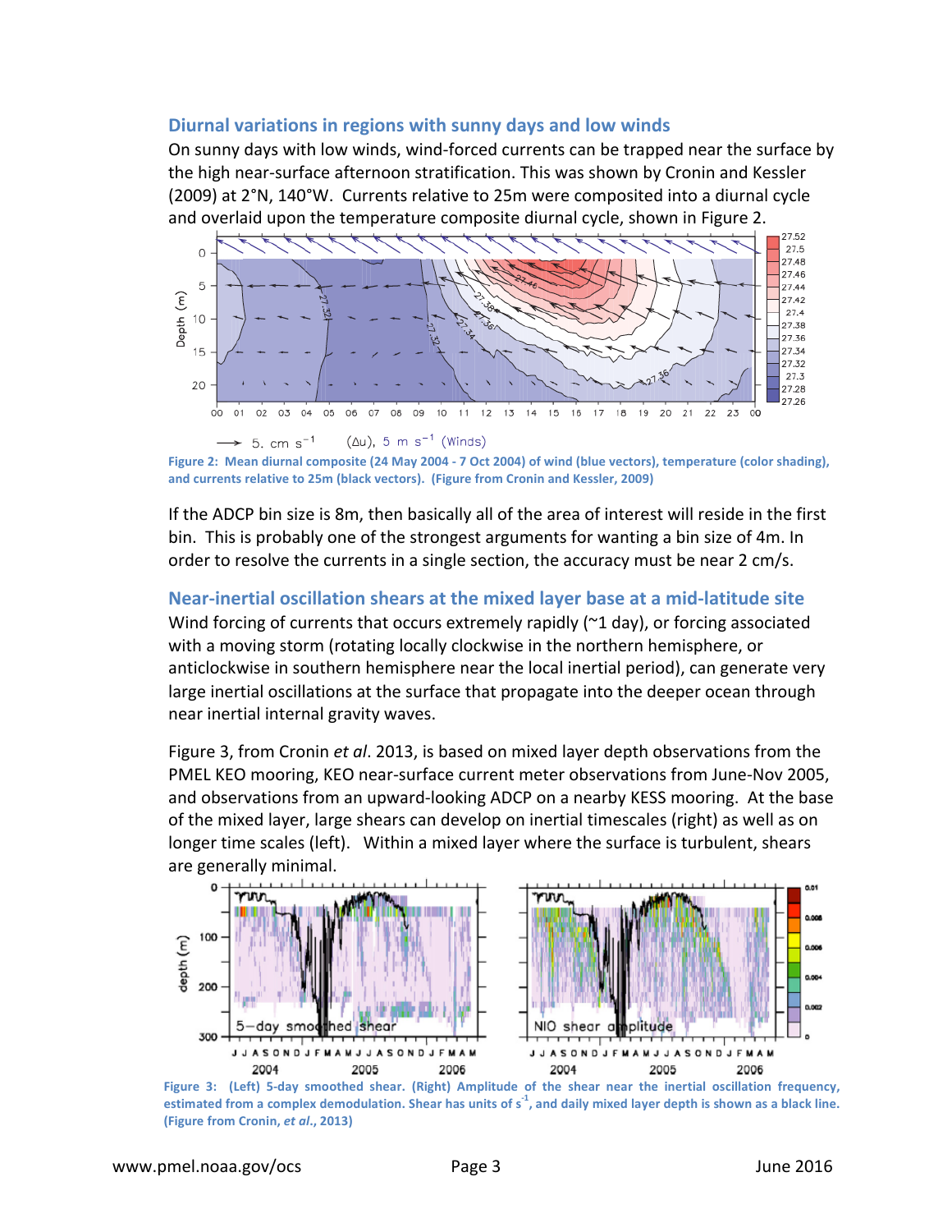### Diurnal variations in regions with sunny days and low winds

On sunny days with low winds, wind-forced currents can be trapped near the surface by the high near-surface afternoon stratification. This was shown by Cronin and Kessler (2009) at 2°N, 140°W. Currents relative to 25m were composited into a diurnal cycle and overlaid upon the temperature composite diurnal cycle, shown in Figure 2.

**Figure 2: Mean diurnal composite (24 May 2004 - 7 Oct 2004) of wind (blue vectors), temperature (color shading), and currents relative to 25m (black vectors). (Figure from Cronin and Kessler, 2009)**

If the ADCP bin size is 8m, then basically all of the area of interest will reside in the first bin. This is probably one of the strongest arguments for wanting a bin size of 4m. In order to resolve the currents in a single section, the accuracy must be near 2 cm/s.

### Near-inertial oscillation shears at the mixed layer base at a mid-latitude site

Wind forcing of currents that occurs extremely rapidly (~1 day), or forcing associated with a moving storm (rotating locally clockwise in the northern hemisphere, or anticlockwise in southern hemisphere near the local inertial period), can generate very large inertial oscillations at the surface that propagate into the deeper ocean through near inertial internal gravity waves.

Figure 3, from Cronin *et al*. 2013, is based on mixed layer depth observations from the PMEL KEO mooring, KEO near-surface current meter observations from June-Nov 2005, and observations from an upward-looking ADCP on a nearby KESS mooring. At the base of the mixed layer, large shears can develop on inertial timescales (right) as well as on longer time scales (left). Within a mixed layer where the surface is turbulent, shears are generally minimal.

**Figure 3: (Left) 5-day smoothed shear. (Right) Amplitude of the shear near the inertial oscillation frequency, estimated from a complex demodulation. Shear has units of $s^{-1}$, and daily mixed layer depth is shown as a black line. (Figure from Cronin, *et al*., 2013)**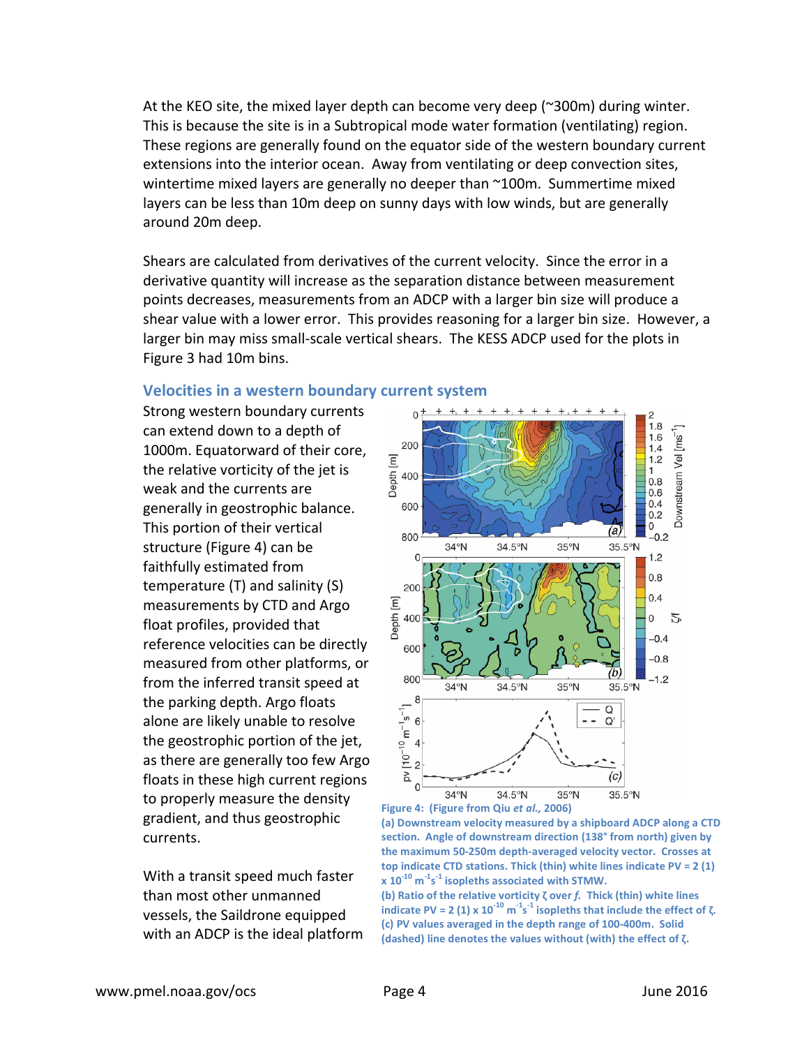At the KEO site, the mixed layer depth can become very deep (~300m) during winter. This is because the site is in a Subtropical mode water formation (ventilating) region. These regions are generally found on the equator side of the western boundary current extensions into the interior ocean. Away from ventilating or deep convection sites, wintertime mixed layers are generally no deeper than ~100m. Summertime mixed layers can be less than 10m deep on sunny days with low winds, but are generally around 20m deep.

Shears are calculated from derivatives of the current velocity. Since the error in a derivative quantity will increase as the separation distance between measurement points decreases, measurements from an ADCP with a larger bin size will produce a shear value with a lower error. This provides reasoning for a larger bin size. However, a larger bin may miss small-scale vertical shears. The KESS ADCP used for the plots in Figure 3 had 10m bins.

## Velocities in a western boundary current system

Strong western boundary currents can extend down to a depth of 1000m. Equatorward of their core, the relative vorticity of the jet is weak and the currents are generally in geostrophic balance. This portion of their vertical structure (Figure 4) can be faithfully estimated from temperature (T) and salinity (S) measurements by CTD and Argo float profiles, provided that reference velocities can be directly measured from other platforms, or from the inferred transit speed at the parking depth. Argo floats alone are likely unable to resolve the geostrophic portion of the jet, as there are generally too few Argo floats in these high current regions to properly measure the density gradient, and thus geostrophic currents.

Figure 4: (Figure from Qiu *et al.*, 2006)
(a) Downstream velocity measured by a shipboard ADCP along a CTD section. Angle of downstream direction (138° from north) given by the maximum 50-250m depth-averaged velocity vector. Crosses at top indicate CTD stations. Thick (thin) white lines indicate PV = 2 (1) x $10^{-10}$ $m^{-1}s^{-1}$ isopleths associated with STMW.
(b) Ratio of the relative vorticity $\zeta$ over $f$. Thick (thin) white lines indicate PV = 2 (1) x $10^{-10}$ $m^{-1}s^{-1}$ isopleths that include the effect of $\zeta$.
(c) PV values averaged in the depth range of 100-400m. Solid (dashed) line denotes the values without (with) the effect of $\zeta$.

With a transit speed much faster than most other unmanned vessels, the Saildrone equipped with an ADCP is the ideal platform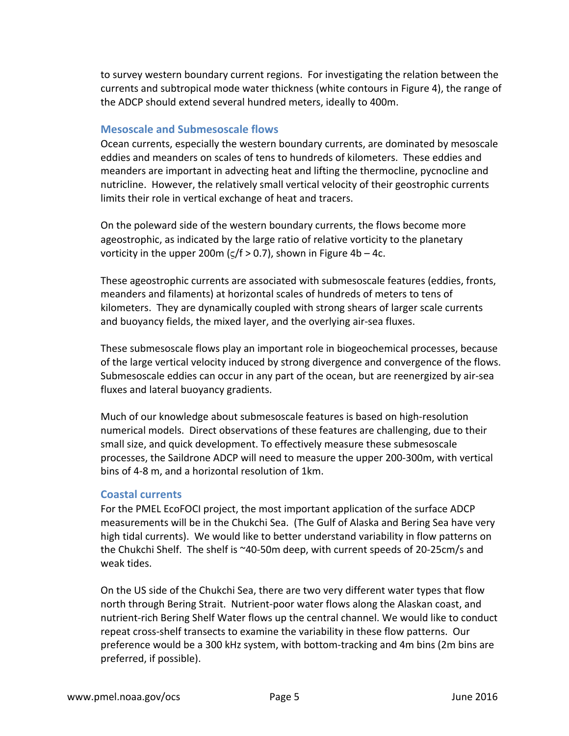to survey western boundary current regions. For investigating the relation between the currents and subtropical mode water thickness (white contours in Figure 4), the range of the ADCP should extend several hundred meters, ideally to 400m.

### Mesoscale and Submesoscale flows

Ocean currents, especially the western boundary currents, are dominated by mesoscale eddies and meanders on scales of tens to hundreds of kilometers. These eddies and meanders are important in advecting heat and lifting the thermocline, pycnocline and nutricline. However, the relatively small vertical velocity of their geostrophic currents limits their role in vertical exchange of heat and tracers.

On the poleward side of the western boundary currents, the flows become more ageostrophic, as indicated by the large ratio of relative vorticity to the planetary vorticity in the upper 200m ($\varsigma/f > 0.7$), shown in Figure 4b – 4c.

These ageostrophic currents are associated with submesoscale features (eddies, fronts, meanders and filaments) at horizontal scales of hundreds of meters to tens of kilometers. They are dynamically coupled with strong shears of larger scale currents and buoyancy fields, the mixed layer, and the overlying air-sea fluxes.

These submesoscale flows play an important role in biogeochemical processes, because of the large vertical velocity induced by strong divergence and convergence of the flows. Submesoscale eddies can occur in any part of the ocean, but are reenergized by air-sea fluxes and lateral buoyancy gradients.

Much of our knowledge about submesoscale features is based on high-resolution numerical models. Direct observations of these features are challenging, due to their small size, and quick development. To effectively measure these submesoscale processes, the Saildrone ADCP will need to measure the upper 200-300m, with vertical bins of 4-8 m, and a horizontal resolution of 1km.

### Coastal currents

For the PMEL EcoFOCI project, the most important application of the surface ADCP measurements will be in the Chukchi Sea. (The Gulf of Alaska and Bering Sea have very high tidal currents). We would like to better understand variability in flow patterns on the Chukchi Shelf. The shelf is ~40-50m deep, with current speeds of 20-25cm/s and weak tides.

On the US side of the Chukchi Sea, there are two very different water types that flow north through Bering Strait. Nutrient-poor water flows along the Alaskan coast, and nutrient-rich Bering Shelf Water flows up the central channel. We would like to conduct repeat cross-shelf transects to examine the variability in these flow patterns. Our preference would be a 300 kHz system, with bottom-tracking and 4m bins (2m bins are preferred, if possible).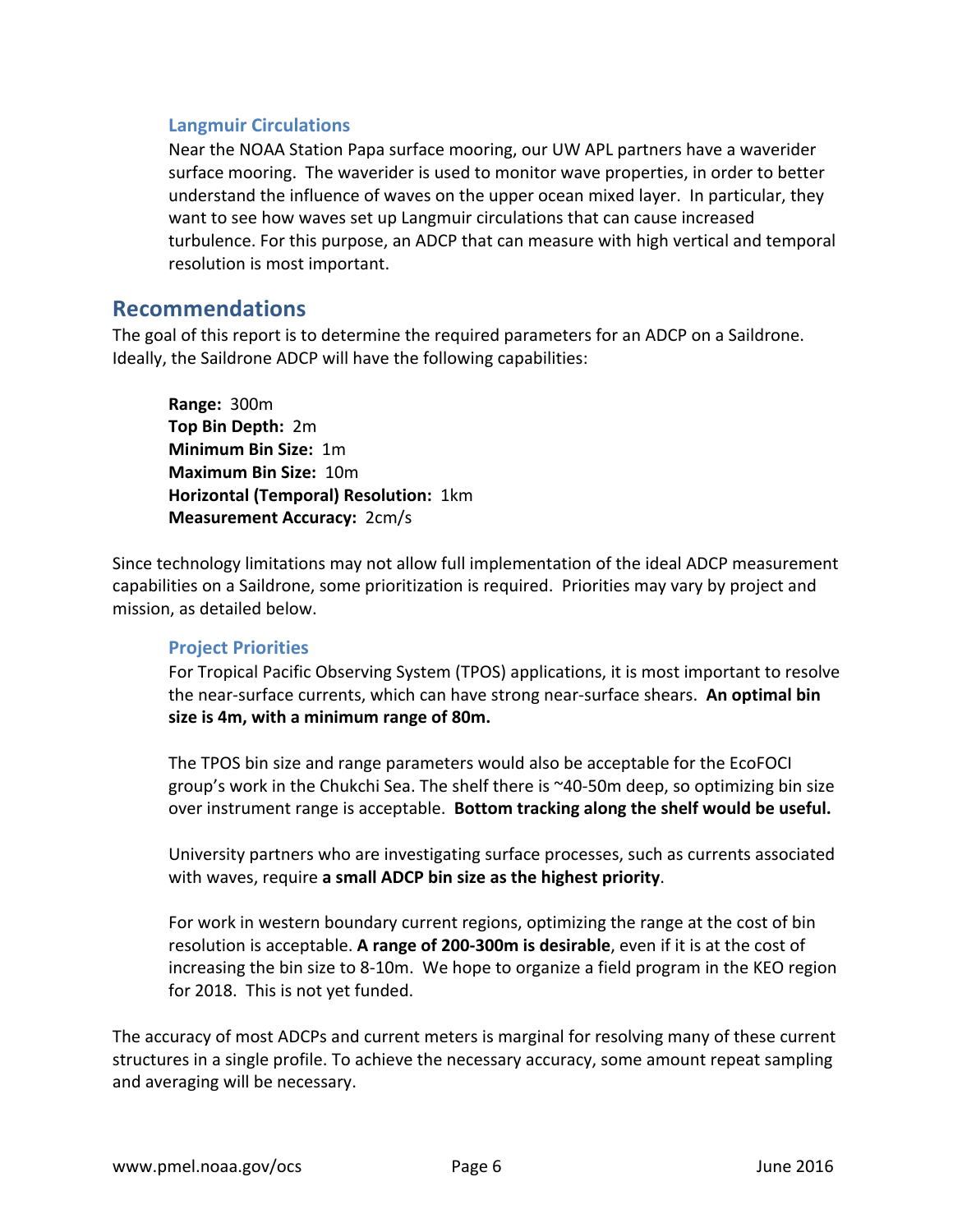### Langmuir Circulations

Near the NOAA Station Papa surface mooring, our UW APL partners have a waverider surface mooring. The waverider is used to monitor wave properties, in order to better understand the influence of waves on the upper ocean mixed layer. In particular, they want to see how waves set up Langmuir circulations that can cause increased turbulence. For this purpose, an ADCP that can measure with high vertical and temporal resolution is most important.

## Recommendations

The goal of this report is to determine the required parameters for an ADCP on a Saildrone. Ideally, the Saildrone ADCP will have the following capabilities:

**Range:** 300m
**Top Bin Depth:** 2m
**Minimum Bin Size:** 1m
**Maximum Bin Size:** 10m
**Horizontal (Temporal) Resolution:** 1km
**Measurement Accuracy:** 2cm/s

Since technology limitations may not allow full implementation of the ideal ADCP measurement capabilities on a Saildrone, some prioritization is required. Priorities may vary by project and mission, as detailed below.

### Project Priorities

For Tropical Pacific Observing System (TPOS) applications, it is most important to resolve the near-surface currents, which can have strong near-surface shears. **An optimal bin size is 4m, with a minimum range of 80m.**

The TPOS bin size and range parameters would also be acceptable for the EcoFOCI group's work in the Chukchi Sea. The shelf there is ~40-50m deep, so optimizing bin size over instrument range is acceptable. **Bottom tracking along the shelf would be useful.**

University partners who are investigating surface processes, such as currents associated with waves, require **a small ADCP bin size as the highest priority**.

For work in western boundary current regions, optimizing the range at the cost of bin resolution is acceptable. **A range of 200-300m is desirable**, even if it is at the cost of increasing the bin size to 8-10m. We hope to organize a field program in the KEO region for 2018. This is not yet funded.

The accuracy of most ADCPs and current meters is marginal for resolving many of these current structures in a single profile. To achieve the necessary accuracy, some amount repeat sampling and averaging will be necessary.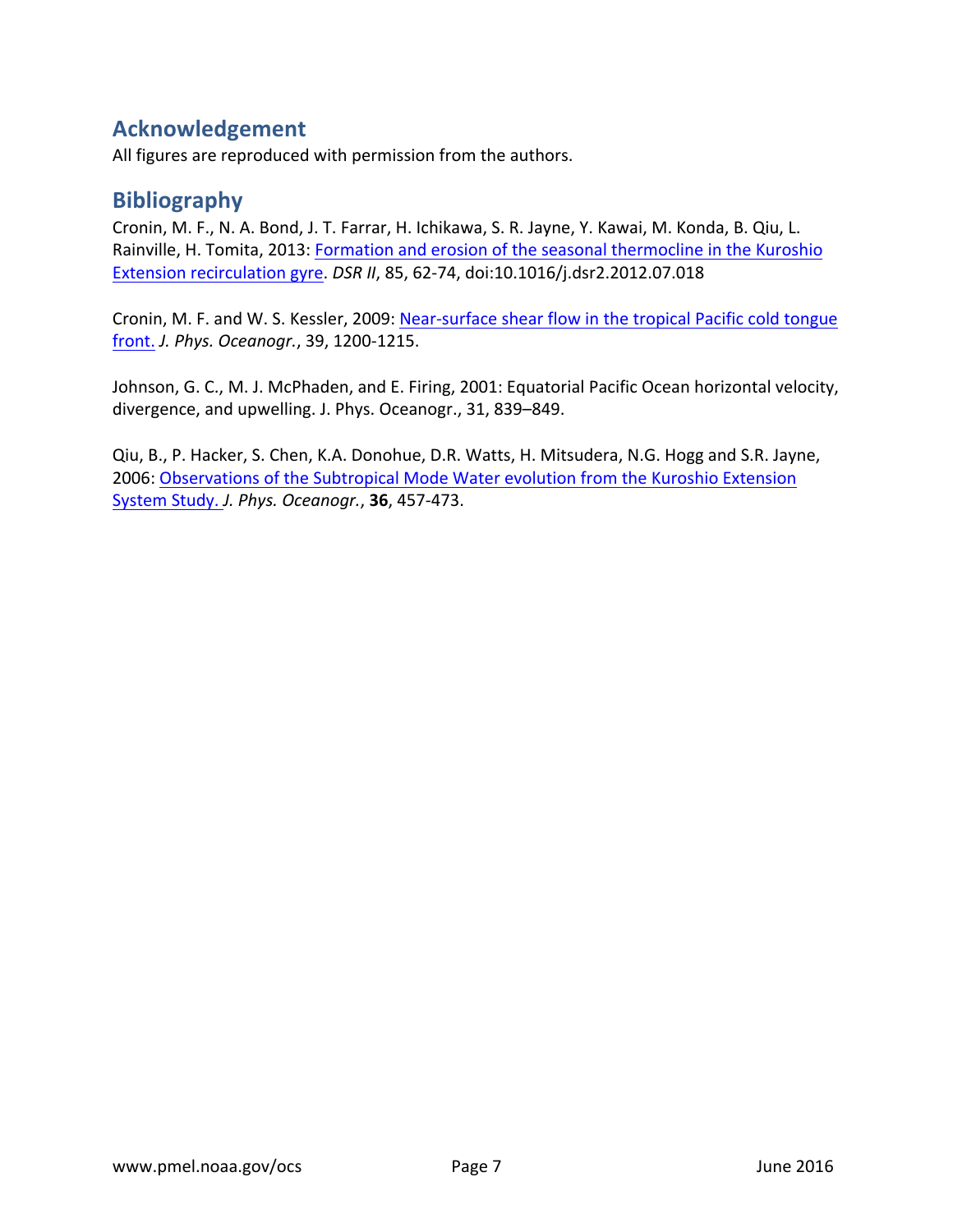## Acknowledgement

All figures are reproduced with permission from the authors.

## Bibliography

Cronin, M. F., N. A. Bond, J. T. Farrar, H. Ichikawa, S. R. Jayne, Y. Kawai, M. Konda, B. Qiu, L. Rainville, H. Tomita, 2013: Formation and erosion of the seasonal thermocline in the Kuroshio Extension recirculation gyre. *DSR II*, 85, 62-74, doi:10.1016/j.dsr2.2012.07.018

Cronin, M. F. and W. S. Kessler, 2009: Near-surface shear flow in the tropical Pacific cold tongue front. *J. Phys. Oceanogr.*, 39, 1200-1215.

Johnson, G. C., M. J. McPhaden, and E. Firing, 2001: Equatorial Pacific Ocean horizontal velocity, divergence, and upwelling. J. Phys. Oceanogr., 31, 839–849.

Qiu, B., P. Hacker, S. Chen, K.A. Donohue, D.R. Watts, H. Mitsudera, N.G. Hogg and S.R. Jayne, 2006: Observations of the Subtropical Mode Water evolution from the Kuroshio Extension System Study. *J. Phys. Oceanogr.*, **36**, 457-473.